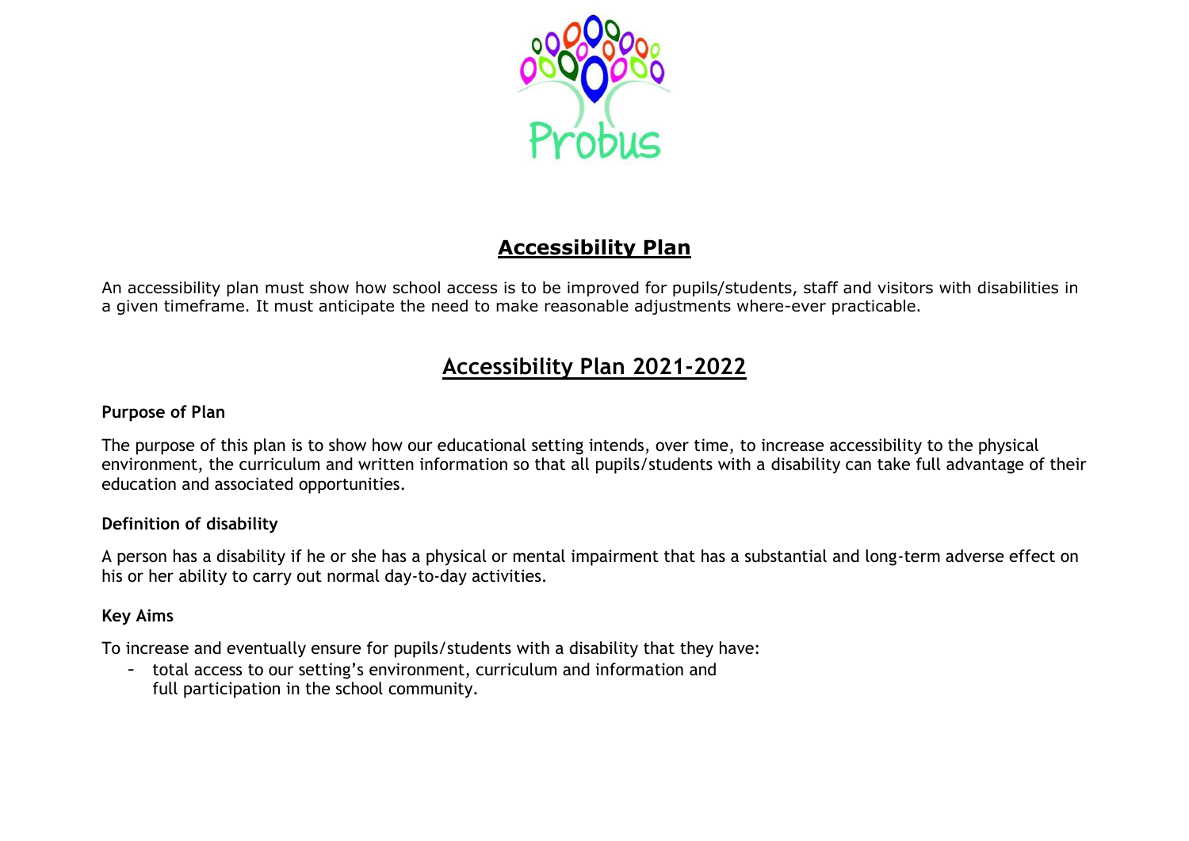# Accessibility Plan

An accessibility plan must show how school access is to be improved for pupils/students, staff and visitors with disabilities in a given timeframe. It must anticipate the need to make reasonable adjustments where-ever practicable.

## Accessibility Plan 2021-2022

### Purpose of Plan

The purpose of this plan is to show how our educational setting intends, over time, to increase accessibility to the physical environment, the curriculum and written information so that all pupils/students with a disability can take full advantage of their education and associated opportunities.

### Definition of disability

A person has a disability if he or she has a physical or mental impairment that has a substantial and long-term adverse effect on his or her ability to carry out normal day-to-day activities.

### Key Aims

To increase and eventually ensure for pupils/students with a disability that they have:

- total access to our setting's environment, curriculum and information and full participation in the school community.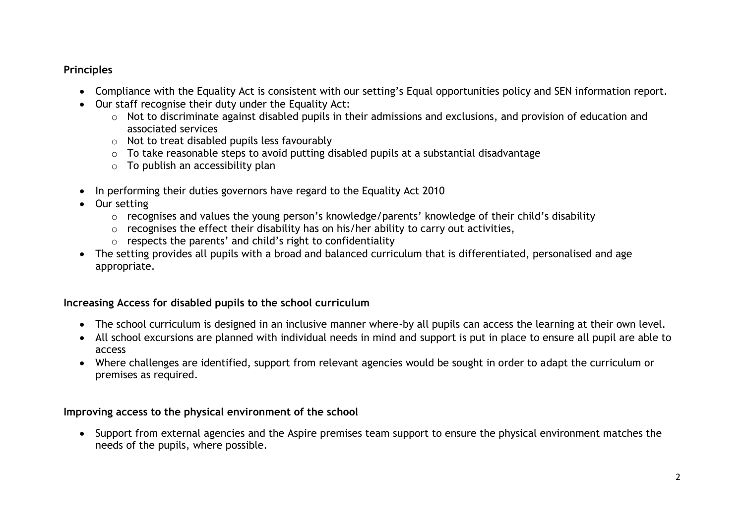**Principles**

- Compliance with the Equality Act is consistent with our setting's Equal opportunities policy and SEN information report.
- Our staff recognise their duty under the Equality Act:
    - Not to discriminate against disabled pupils in their admissions and exclusions, and provision of education and associated services
    - Not to treat disabled pupils less favourably
    - To take reasonable steps to avoid putting disabled pupils at a substantial disadvantage
    - To publish an accessibility plan
- In performing their duties governors have regard to the Equality Act 2010
- Our setting
    - recognises and values the young person's knowledge/parents' knowledge of their child's disability
    - recognises the effect their disability has on his/her ability to carry out activities,
    - respects the parents' and child's right to confidentiality
- The setting provides all pupils with a broad and balanced curriculum that is differentiated, personalised and age appropriate.

**Increasing Access for disabled pupils to the school curriculum**

- The school curriculum is designed in an inclusive manner where-by all pupils can access the learning at their own level.
- All school excursions are planned with individual needs in mind and support is put in place to ensure all pupil are able to access
- Where challenges are identified, support from relevant agencies would be sought in order to adapt the curriculum or premises as required.

**Improving access to the physical environment of the school**

- Support from external agencies and the Aspire premises team support to ensure the physical environment matches the needs of the pupils, where possible.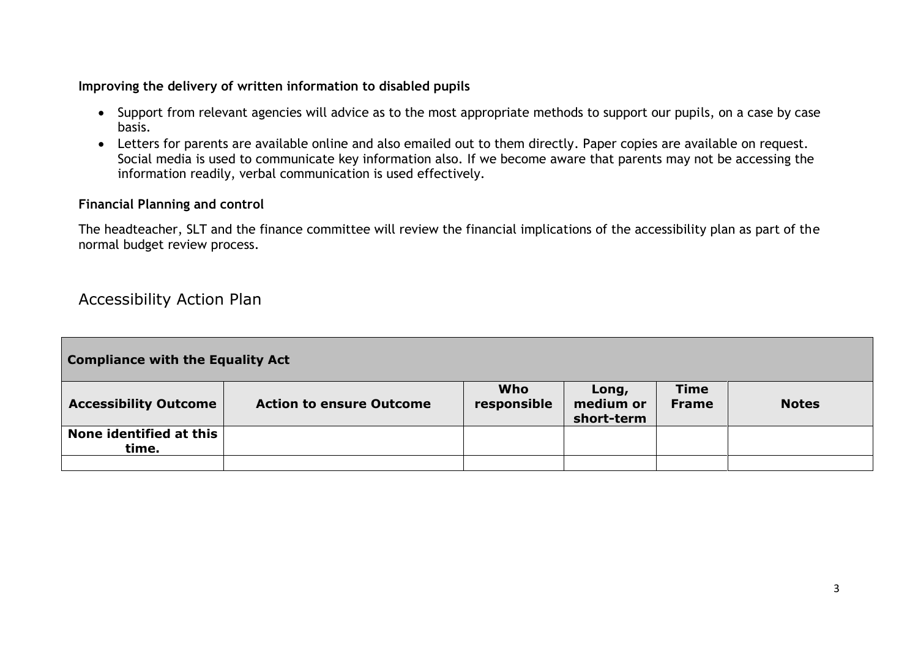**Improving the delivery of written information to disabled pupils**

- Support from relevant agencies will advice as to the most appropriate methods to support our pupils, on a case by case basis.
- Letters for parents are available online and also emailed out to them directly. Paper copies are available on request. Social media is used to communicate key information also. If we become aware that parents may not be accessing the information readily, verbal communication is used effectively.

**Financial Planning and control**

The headteacher, SLT and the finance committee will review the financial implications of the accessibility plan as part of the normal budget review process.

## Accessibility Action Plan

| **Compliance with the Equality Act** | | | | | |
|---|---|---|---|---|---|
| **Accessibility Outcome** | **Action to ensure Outcome** | **Who responsible** | **Long, medium or short-term** | **Time Frame** | **Notes** |
| **None identified at this time.** | | | | | |
| | | | | | |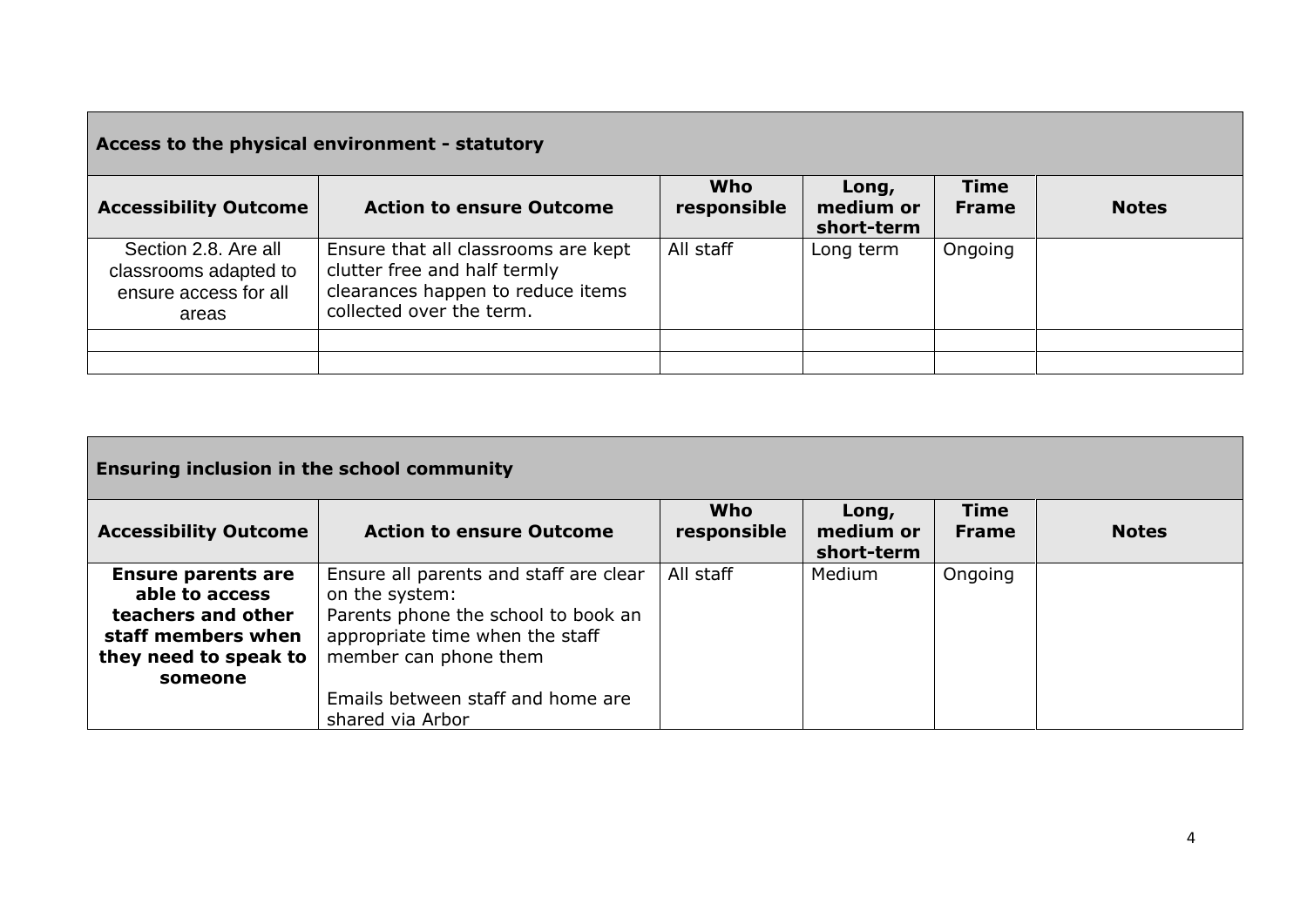| **Access to the physical environment - statutory** | | | | | |
|---|---|---|---|---|---|
| **Accessibility Outcome** | **Action to ensure Outcome** | **Who responsible** | **Long, medium or short-term** | **Time Frame** | **Notes** |
| Section 2.8. Are all classrooms adapted to ensure access for all areas | Ensure that all classrooms are kept clutter free and half termly clearances happen to reduce items collected over the term. | All staff | Long term | Ongoing | |
| | | | | | |
| | | | | | |

| **Ensuring inclusion in the school community** | | | | | |
|---|---|---|---|---|---|
| **Accessibility Outcome** | **Action to ensure Outcome** | **Who responsible** | **Long, medium or short-term** | **Time Frame** | **Notes** |
| **Ensure parents are able to access teachers and other staff members when they need to speak to someone** | Ensure all parents and staff are clear on the system: Parents phone the school to book an appropriate time when the staff member can phone them<br><br>Emails between staff and home are shared via Arbor | All staff | Medium | Ongoing | |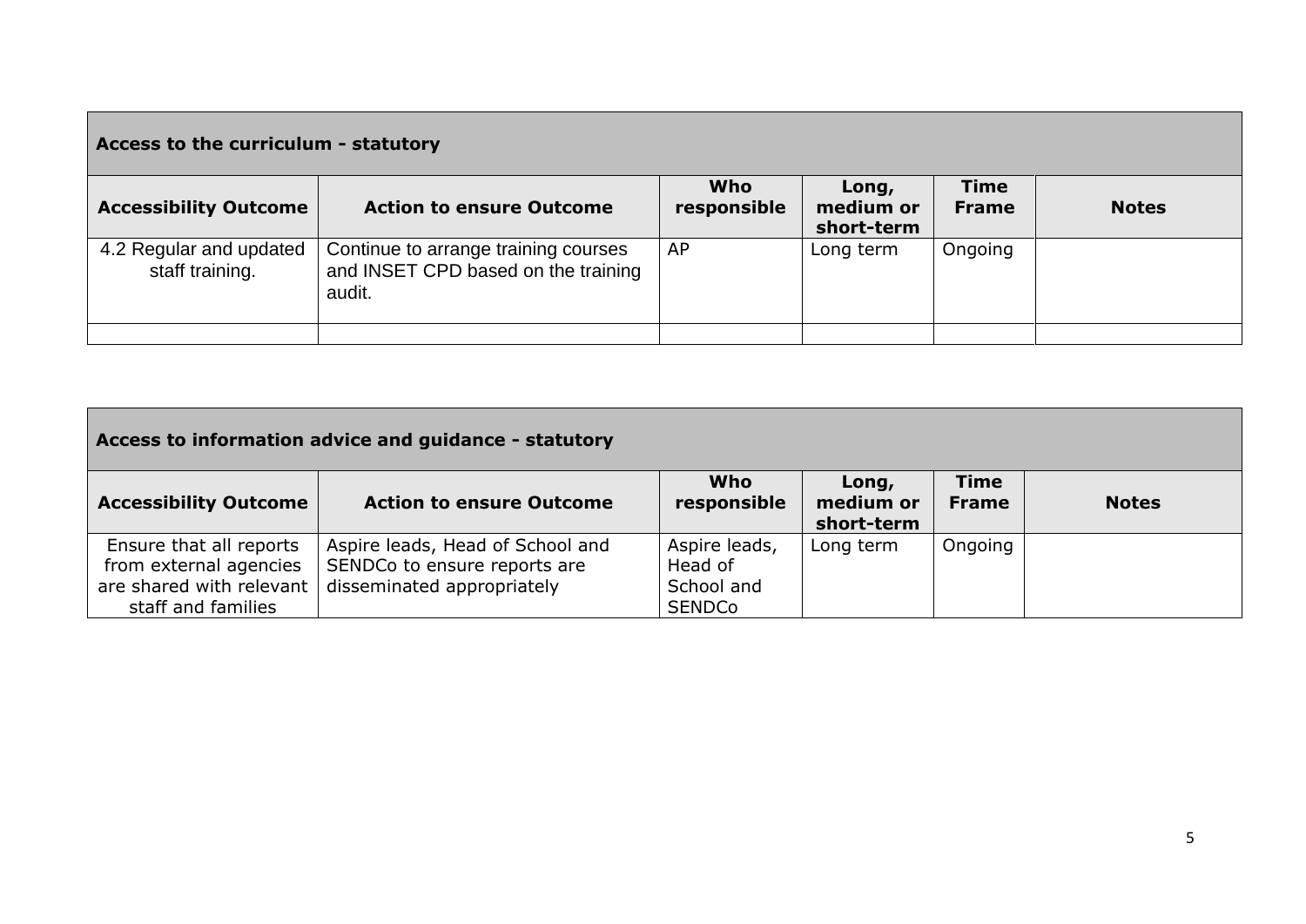| Access to the curriculum - statutory | | | | | |
|---|---|---|---|---|---|
| **Accessibility Outcome** | **Action to ensure Outcome** | **Who responsible** | **Long, medium or short-term** | **Time Frame** | **Notes** |
| 4.2 Regular and updated staff training. | Continue to arrange training courses and INSET CPD based on the training audit. | AP | Long term | Ongoing | |
| | | | | | |

| Access to information advice and guidance - statutory | | | | | |
|---|---|---|---|---|---|
| **Accessibility Outcome** | **Action to ensure Outcome** | **Who responsible** | **Long, medium or short-term** | **Time Frame** | **Notes** |
| Ensure that all reports from external agencies are shared with relevant staff and families | Aspire leads, Head of School and SENDCo to ensure reports are disseminated appropriately | Aspire leads, Head of School and SENDCo | Long term | Ongoing | |